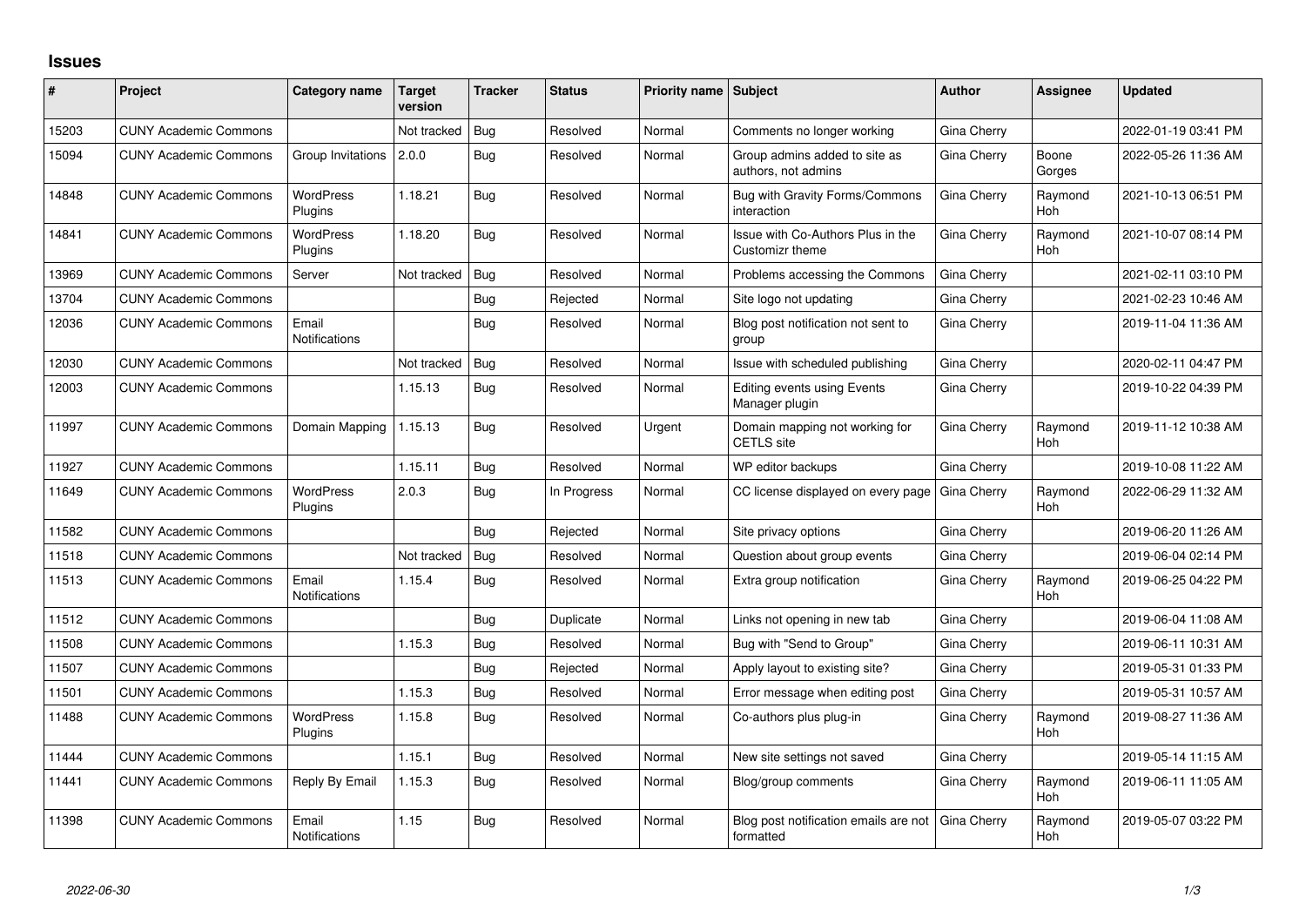# Issues

| # | Project | Category name | Target version | Tracker | Status | Priority name | Subject | Author | Assignee | Updated |
|---|---|---|---|---|---|---|---|---|---|---|
| 15203 | CUNY Academic Commons | | Not tracked | Bug | Resolved | Normal | Comments no longer working | Gina Cherry | | 2022-01-19 03:41 PM |
| 15094 | CUNY Academic Commons | Group Invitations | 2.0.0 | Bug | Resolved | Normal | Group admins added to site as authors, not admins | Gina Cherry | Boone Gorges | 2022-05-26 11:36 AM |
| 14848 | CUNY Academic Commons | WordPress Plugins | 1.18.21 | Bug | Resolved | Normal | Bug with Gravity Forms/Commons interaction | Gina Cherry | Raymond Hoh | 2021-10-13 06:51 PM |
| 14841 | CUNY Academic Commons | WordPress Plugins | 1.18.20 | Bug | Resolved | Normal | Issue with Co-Authors Plus in the Customizr theme | Gina Cherry | Raymond Hoh | 2021-10-07 08:14 PM |
| 13969 | CUNY Academic Commons | Server | Not tracked | Bug | Resolved | Normal | Problems accessing the Commons | Gina Cherry | | 2021-02-11 03:10 PM |
| 13704 | CUNY Academic Commons | | | Bug | Rejected | Normal | Site logo not updating | Gina Cherry | | 2021-02-23 10:46 AM |
| 12036 | CUNY Academic Commons | Email Notifications | | Bug | Resolved | Normal | Blog post notification not sent to group | Gina Cherry | | 2019-11-04 11:36 AM |
| 12030 | CUNY Academic Commons | | Not tracked | Bug | Resolved | Normal | Issue with scheduled publishing | Gina Cherry | | 2020-02-11 04:47 PM |
| 12003 | CUNY Academic Commons | | 1.15.13 | Bug | Resolved | Normal | Editing events using Events Manager plugin | Gina Cherry | | 2019-10-22 04:39 PM |
| 11997 | CUNY Academic Commons | Domain Mapping | 1.15.13 | Bug | Resolved | Urgent | Domain mapping not working for CETLS site | Gina Cherry | Raymond Hoh | 2019-11-12 10:38 AM |
| 11927 | CUNY Academic Commons | | 1.15.11 | Bug | Resolved | Normal | WP editor backups | Gina Cherry | | 2019-10-08 11:22 AM |
| 11649 | CUNY Academic Commons | WordPress Plugins | 2.0.3 | Bug | In Progress | Normal | CC license displayed on every page | Gina Cherry | Raymond Hoh | 2022-06-29 11:32 AM |
| 11582 | CUNY Academic Commons | | | Bug | Rejected | Normal | Site privacy options | Gina Cherry | | 2019-06-20 11:26 AM |
| 11518 | CUNY Academic Commons | | Not tracked | Bug | Resolved | Normal | Question about group events | Gina Cherry | | 2019-06-04 02:14 PM |
| 11513 | CUNY Academic Commons | Email Notifications | 1.15.4 | Bug | Resolved | Normal | Extra group notification | Gina Cherry | Raymond Hoh | 2019-06-25 04:22 PM |
| 11512 | CUNY Academic Commons | | | Bug | Duplicate | Normal | Links not opening in new tab | Gina Cherry | | 2019-06-04 11:08 AM |
| 11508 | CUNY Academic Commons | | 1.15.3 | Bug | Resolved | Normal | Bug with "Send to Group" | Gina Cherry | | 2019-06-11 10:31 AM |
| 11507 | CUNY Academic Commons | | | Bug | Rejected | Normal | Apply layout to existing site? | Gina Cherry | | 2019-05-31 01:33 PM |
| 11501 | CUNY Academic Commons | | 1.15.3 | Bug | Resolved | Normal | Error message when editing post | Gina Cherry | | 2019-05-31 10:57 AM |
| 11488 | CUNY Academic Commons | WordPress Plugins | 1.15.8 | Bug | Resolved | Normal | Co-authors plus plug-in | Gina Cherry | Raymond Hoh | 2019-08-27 11:36 AM |
| 11444 | CUNY Academic Commons | | 1.15.1 | Bug | Resolved | Normal | New site settings not saved | Gina Cherry | | 2019-05-14 11:15 AM |
| 11441 | CUNY Academic Commons | Reply By Email | 1.15.3 | Bug | Resolved | Normal | Blog/group comments | Gina Cherry | Raymond Hoh | 2019-06-11 11:05 AM |
| 11398 | CUNY Academic Commons | Email Notifications | 1.15 | Bug | Resolved | Normal | Blog post notification emails are not formatted | Gina Cherry | Raymond Hoh | 2019-05-07 03:22 PM |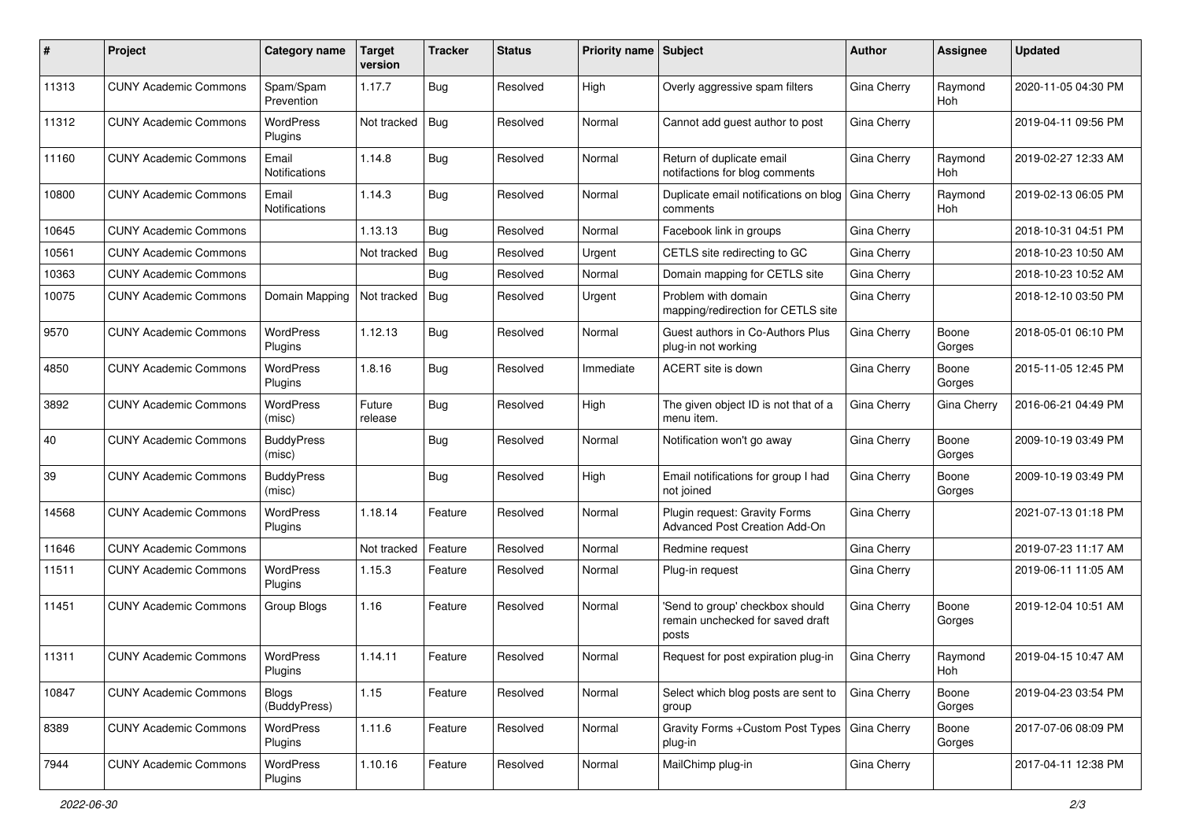| # | Project | Category name | Target version | Tracker | Status | Priority name | Subject | Author | Assignee | Updated |
|---|---|---|---|---|---|---|---|---|---|---|
| 11313 | CUNY Academic Commons | Spam/Spam Prevention | 1.17.7 | Bug | Resolved | High | Overly aggressive spam filters | Gina Cherry | Raymond Hoh | 2020-11-05 04:30 PM |
| 11312 | CUNY Academic Commons | WordPress Plugins | Not tracked | Bug | Resolved | Normal | Cannot add guest author to post | Gina Cherry | | 2019-04-11 09:56 PM |
| 11160 | CUNY Academic Commons | Email Notifications | 1.14.8 | Bug | Resolved | Normal | Return of duplicate email notifactions for blog comments | Gina Cherry | Raymond Hoh | 2019-02-27 12:33 AM |
| 10800 | CUNY Academic Commons | Email Notifications | 1.14.3 | Bug | Resolved | Normal | Duplicate email notifications on blog comments | Gina Cherry | Raymond Hoh | 2019-02-13 06:05 PM |
| 10645 | CUNY Academic Commons | | 1.13.13 | Bug | Resolved | Normal | Facebook link in groups | Gina Cherry | | 2018-10-31 04:51 PM |
| 10561 | CUNY Academic Commons | | Not tracked | Bug | Resolved | Urgent | CETLS site redirecting to GC | Gina Cherry | | 2018-10-23 10:50 AM |
| 10363 | CUNY Academic Commons | | | Bug | Resolved | Normal | Domain mapping for CETLS site | Gina Cherry | | 2018-10-23 10:52 AM |
| 10075 | CUNY Academic Commons | Domain Mapping | Not tracked | Bug | Resolved | Urgent | Problem with domain mapping/redirection for CETLS site | Gina Cherry | | 2018-12-10 03:50 PM |
| 9570 | CUNY Academic Commons | WordPress Plugins | 1.12.13 | Bug | Resolved | Normal | Guest authors in Co-Authors Plus plug-in not working | Gina Cherry | Boone Gorges | 2018-05-01 06:10 PM |
| 4850 | CUNY Academic Commons | WordPress Plugins | 1.8.16 | Bug | Resolved | Immediate | ACERT site is down | Gina Cherry | Boone Gorges | 2015-11-05 12:45 PM |
| 3892 | CUNY Academic Commons | WordPress (misc) | Future release | Bug | Resolved | High | The given object ID is not that of a menu item. | Gina Cherry | Gina Cherry | 2016-06-21 04:49 PM |
| 40 | CUNY Academic Commons | BuddyPress (misc) | | Bug | Resolved | Normal | Notification won't go away | Gina Cherry | Boone Gorges | 2009-10-19 03:49 PM |
| 39 | CUNY Academic Commons | BuddyPress (misc) | | Bug | Resolved | High | Email notifications for group I had not joined | Gina Cherry | Boone Gorges | 2009-10-19 03:49 PM |
| 14568 | CUNY Academic Commons | WordPress Plugins | 1.18.14 | Feature | Resolved | Normal | Plugin request: Gravity Forms Advanced Post Creation Add-On | Gina Cherry | | 2021-07-13 01:18 PM |
| 11646 | CUNY Academic Commons | | Not tracked | Feature | Resolved | Normal | Redmine request | Gina Cherry | | 2019-07-23 11:17 AM |
| 11511 | CUNY Academic Commons | WordPress Plugins | 1.15.3 | Feature | Resolved | Normal | Plug-in request | Gina Cherry | | 2019-06-11 11:05 AM |
| 11451 | CUNY Academic Commons | Group Blogs | 1.16 | Feature | Resolved | Normal | 'Send to group' checkbox should remain unchecked for saved draft posts | Gina Cherry | Boone Gorges | 2019-12-04 10:51 AM |
| 11311 | CUNY Academic Commons | WordPress Plugins | 1.14.11 | Feature | Resolved | Normal | Request for post expiration plug-in | Gina Cherry | Raymond Hoh | 2019-04-15 10:47 AM |
| 10847 | CUNY Academic Commons | Blogs (BuddyPress) | 1.15 | Feature | Resolved | Normal | Select which blog posts are sent to group | Gina Cherry | Boone Gorges | 2019-04-23 03:54 PM |
| 8389 | CUNY Academic Commons | WordPress Plugins | 1.11.6 | Feature | Resolved | Normal | Gravity Forms +Custom Post Types plug-in | Gina Cherry | Boone Gorges | 2017-07-06 08:09 PM |
| 7944 | CUNY Academic Commons | WordPress Plugins | 1.10.16 | Feature | Resolved | Normal | MailChimp plug-in | Gina Cherry | | 2017-04-11 12:38 PM |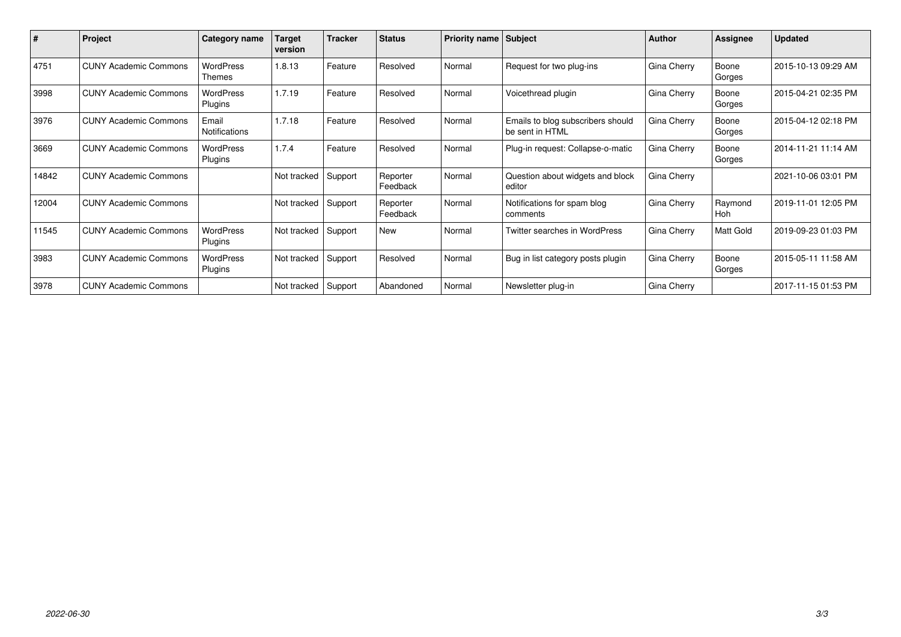| # | Project | Category name | Target version | Tracker | Status | Priority name | Subject | Author | Assignee | Updated |
|---|---|---|---|---|---|---|---|---|---|---|
| 4751 | CUNY Academic Commons | WordPress Themes | 1.8.13 | Feature | Resolved | Normal | Request for two plug-ins | Gina Cherry | Boone Gorges | 2015-10-13 09:29 AM |
| 3998 | CUNY Academic Commons | WordPress Plugins | 1.7.19 | Feature | Resolved | Normal | Voicethread plugin | Gina Cherry | Boone Gorges | 2015-04-21 02:35 PM |
| 3976 | CUNY Academic Commons | Email Notifications | 1.7.18 | Feature | Resolved | Normal | Emails to blog subscribers should be sent in HTML | Gina Cherry | Boone Gorges | 2015-04-12 02:18 PM |
| 3669 | CUNY Academic Commons | WordPress Plugins | 1.7.4 | Feature | Resolved | Normal | Plug-in request: Collapse-o-matic | Gina Cherry | Boone Gorges | 2014-11-21 11:14 AM |
| 14842 | CUNY Academic Commons | | Not tracked | Support | Reporter Feedback | Normal | Question about widgets and block editor | Gina Cherry | | 2021-10-06 03:01 PM |
| 12004 | CUNY Academic Commons | | Not tracked | Support | Reporter Feedback | Normal | Notifications for spam blog comments | Gina Cherry | Raymond Hoh | 2019-11-01 12:05 PM |
| 11545 | CUNY Academic Commons | WordPress Plugins | Not tracked | Support | New | Normal | Twitter searches in WordPress | Gina Cherry | Matt Gold | 2019-09-23 01:03 PM |
| 3983 | CUNY Academic Commons | WordPress Plugins | Not tracked | Support | Resolved | Normal | Bug in list category posts plugin | Gina Cherry | Boone Gorges | 2015-05-11 11:58 AM |
| 3978 | CUNY Academic Commons | | Not tracked | Support | Abandoned | Normal | Newsletter plug-in | Gina Cherry | | 2017-11-15 01:53 PM |